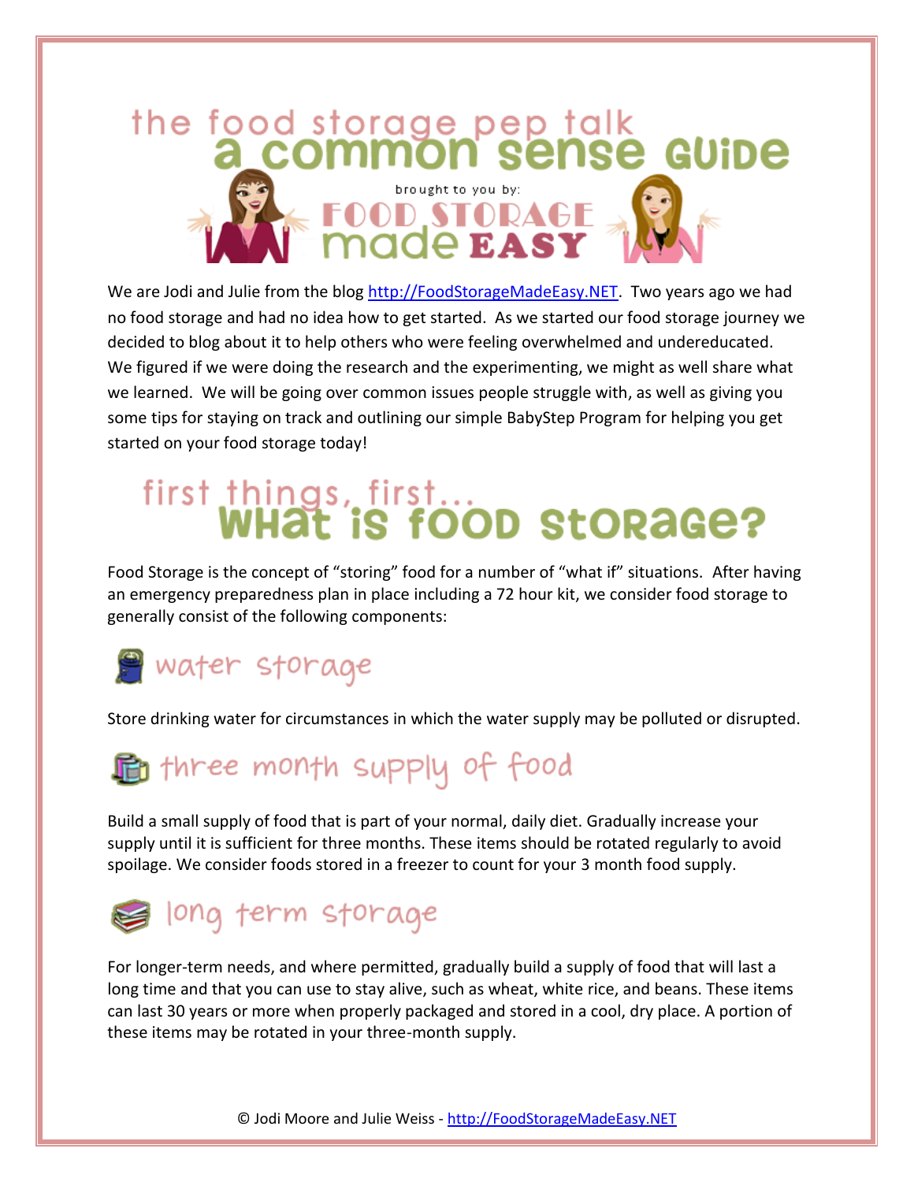# the food storage pep talk
# a common sense guide

brought to you by:

**FOOD STORAGE made EASY**

We are Jodi and Julie from the blog http://FoodStorageMadeEasy.NET. Two years ago we had no food storage and had no idea how to get started. As we started our food storage journey we decided to blog about it to help others who were feeling overwhelmed and undereducated. We figured if we were doing the research and the experimenting, we might as well share what we learned. We will be going over common issues people struggle with, as well as giving you some tips for staying on track and outlining our simple BabyStep Program for helping you get started on your food storage today!

## first things, first... What is food storage?

Food Storage is the concept of "storing" food for a number of "what if" situations. After having an emergency preparedness plan in place including a 72 hour kit, we consider food storage to generally consist of the following components:

### water storage

Store drinking water for circumstances in which the water supply may be polluted or disrupted.

### three month supply of food

Build a small supply of food that is part of your normal, daily diet. Gradually increase your supply until it is sufficient for three months. These items should be rotated regularly to avoid spoilage. We consider foods stored in a freezer to count for your 3 month food supply.

### long term storage

For longer-term needs, and where permitted, gradually build a supply of food that will last a long time and that you can use to stay alive, such as wheat, white rice, and beans. These items can last 30 years or more when properly packaged and stored in a cool, dry place. A portion of these items may be rotated in your three-month supply.

© Jodi Moore and Julie Weiss - http://FoodStorageMadeEasy.NET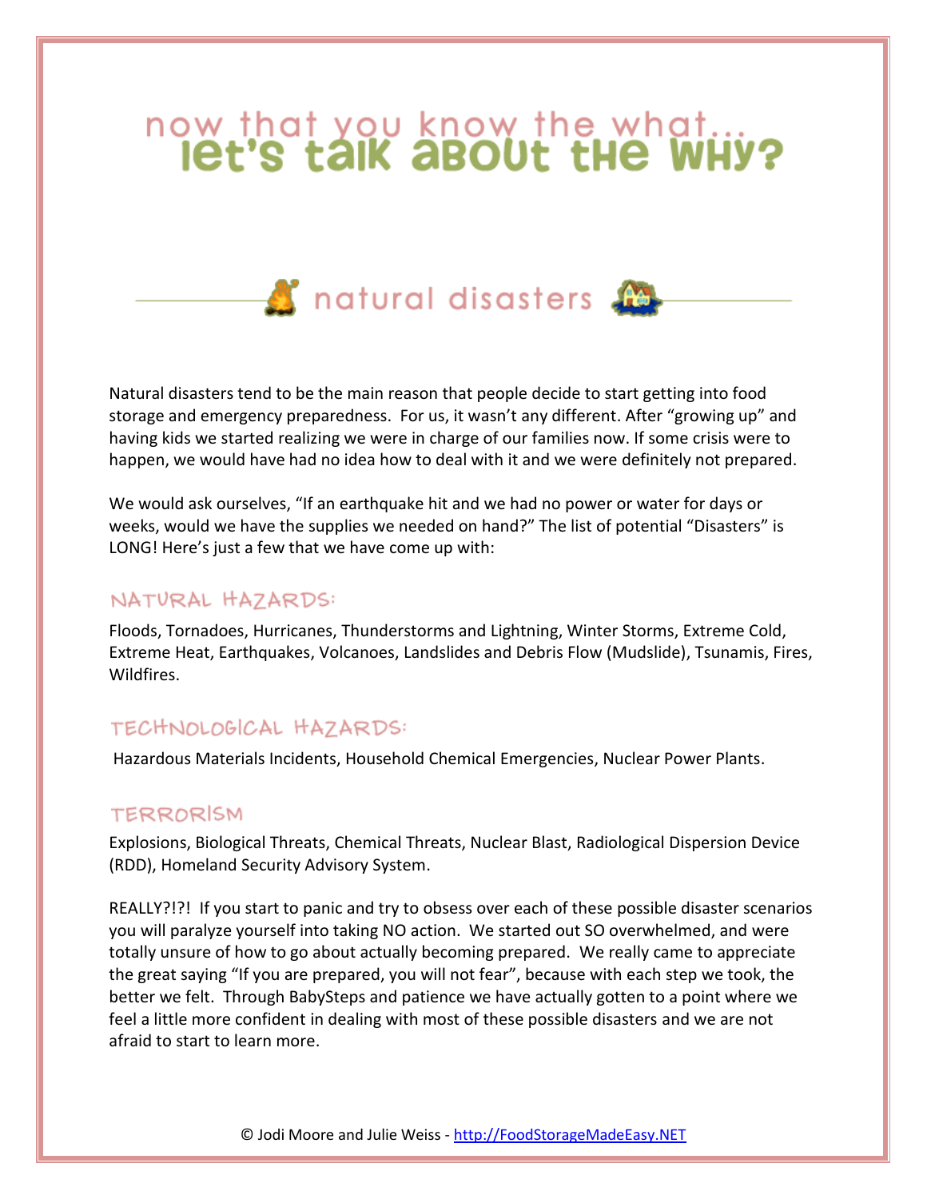# now that you know the what... let's talk about the why?

## natural disasters

Natural disasters tend to be the main reason that people decide to start getting into food storage and emergency preparedness. For us, it wasn't any different. After "growing up" and having kids we started realizing we were in charge of our families now. If some crisis were to happen, we would have had no idea how to deal with it and we were definitely not prepared.

We would ask ourselves, "If an earthquake hit and we had no power or water for days or weeks, would we have the supplies we needed on hand?" The list of potential "Disasters" is LONG! Here's just a few that we have come up with:

### NATURAL HAZARDS:

Floods, Tornadoes, Hurricanes, Thunderstorms and Lightning, Winter Storms, Extreme Cold, Extreme Heat, Earthquakes, Volcanoes, Landslides and Debris Flow (Mudslide), Tsunamis, Fires, Wildfires.

### TECHNOLOGICAL HAZARDS:

Hazardous Materials Incidents, Household Chemical Emergencies, Nuclear Power Plants.

### TERRORISM

Explosions, Biological Threats, Chemical Threats, Nuclear Blast, Radiological Dispersion Device (RDD), Homeland Security Advisory System.

REALLY?!?! If you start to panic and try to obsess over each of these possible disaster scenarios you will paralyze yourself into taking NO action. We started out SO overwhelmed, and were totally unsure of how to go about actually becoming prepared. We really came to appreciate the great saying "If you are prepared, you will not fear", because with each step we took, the better we felt. Through BabySteps and patience we have actually gotten to a point where we feel a little more confident in dealing with most of these possible disasters and we are not afraid to start to learn more.

© Jodi Moore and Julie Weiss - http://FoodStorageMadeEasy.NET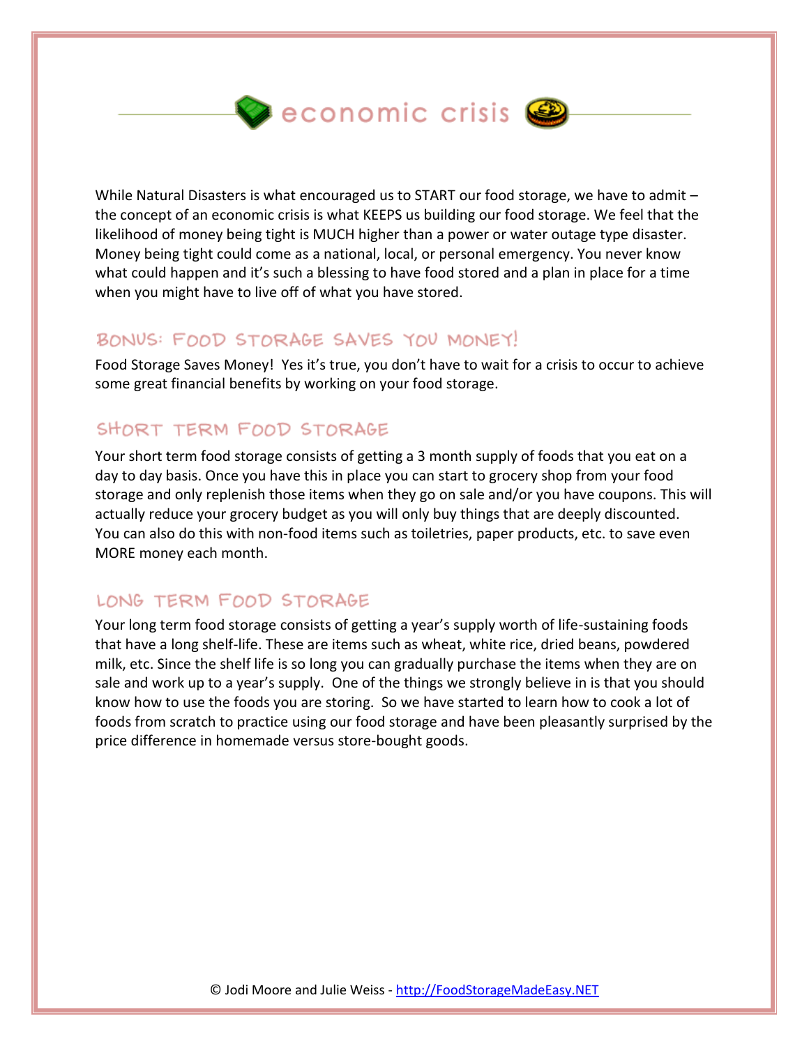# economic crisis

While Natural Disasters is what encouraged us to START our food storage, we have to admit – the concept of an economic crisis is what KEEPS us building our food storage. We feel that the likelihood of money being tight is MUCH higher than a power or water outage type disaster. Money being tight could come as a national, local, or personal emergency. You never know what could happen and it's such a blessing to have food stored and a plan in place for a time when you might have to live off of what you have stored.

## Bonus: Food Storage Saves You Money!

Food Storage Saves Money! Yes it's true, you don't have to wait for a crisis to occur to achieve some great financial benefits by working on your food storage.

## Short Term Food Storage

Your short term food storage consists of getting a 3 month supply of foods that you eat on a day to day basis. Once you have this in place you can start to grocery shop from your food storage and only replenish those items when they go on sale and/or you have coupons. This will actually reduce your grocery budget as you will only buy things that are deeply discounted. You can also do this with non-food items such as toiletries, paper products, etc. to save even MORE money each month.

## Long Term Food Storage

Your long term food storage consists of getting a year's supply worth of life-sustaining foods that have a long shelf-life. These are items such as wheat, white rice, dried beans, powdered milk, etc. Since the shelf life is so long you can gradually purchase the items when they are on sale and work up to a year's supply. One of the things we strongly believe in is that you should know how to use the foods you are storing. So we have started to learn how to cook a lot of foods from scratch to practice using our food storage and have been pleasantly surprised by the price difference in homemade versus store-bought goods.

© Jodi Moore and Julie Weiss - http://FoodStorageMadeEasy.NET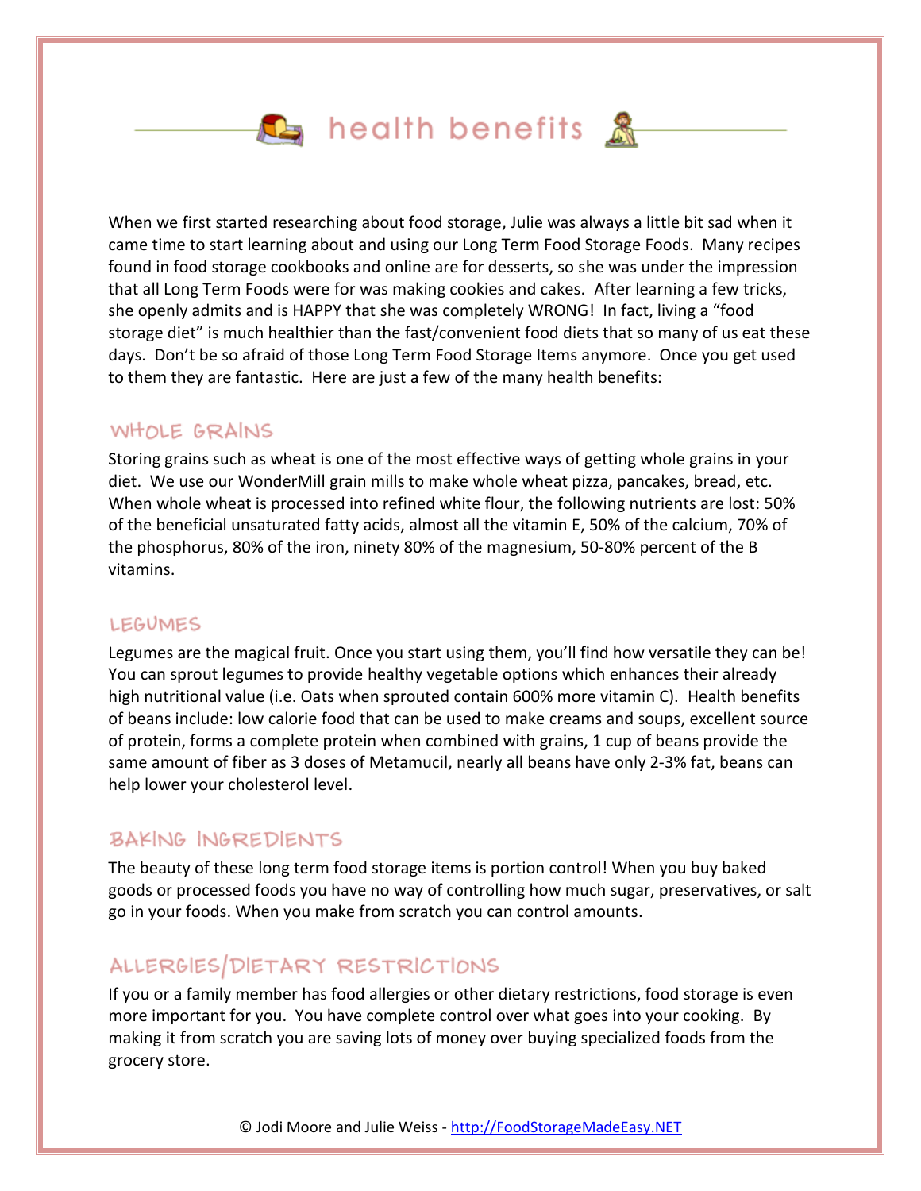# health benefits

When we first started researching about food storage, Julie was always a little bit sad when it came time to start learning about and using our Long Term Food Storage Foods. Many recipes found in food storage cookbooks and online are for desserts, so she was under the impression that all Long Term Foods were for was making cookies and cakes. After learning a few tricks, she openly admits and is HAPPY that she was completely WRONG! In fact, living a "food storage diet" is much healthier than the fast/convenient food diets that so many of us eat these days. Don't be so afraid of those Long Term Food Storage Items anymore. Once you get used to them they are fantastic. Here are just a few of the many health benefits:

## WHOLE GRAINS

Storing grains such as wheat is one of the most effective ways of getting whole grains in your diet. We use our WonderMill grain mills to make whole wheat pizza, pancakes, bread, etc. When whole wheat is processed into refined white flour, the following nutrients are lost: 50% of the beneficial unsaturated fatty acids, almost all the vitamin E, 50% of the calcium, 70% of the phosphorus, 80% of the iron, ninety 80% of the magnesium, 50-80% percent of the B vitamins.

## LEGUMES

Legumes are the magical fruit. Once you start using them, you'll find how versatile they can be! You can sprout legumes to provide healthy vegetable options which enhances their already high nutritional value (i.e. Oats when sprouted contain 600% more vitamin C). Health benefits of beans include: low calorie food that can be used to make creams and soups, excellent source of protein, forms a complete protein when combined with grains, 1 cup of beans provide the same amount of fiber as 3 doses of Metamucil, nearly all beans have only 2-3% fat, beans can help lower your cholesterol level.

## BAKING INGREDIENTS

The beauty of these long term food storage items is portion control! When you buy baked goods or processed foods you have no way of controlling how much sugar, preservatives, or salt go in your foods. When you make from scratch you can control amounts.

## ALLERGIES/DIETARY RESTRICTIONS

If you or a family member has food allergies or other dietary restrictions, food storage is even more important for you. You have complete control over what goes into your cooking. By making it from scratch you are saving lots of money over buying specialized foods from the grocery store.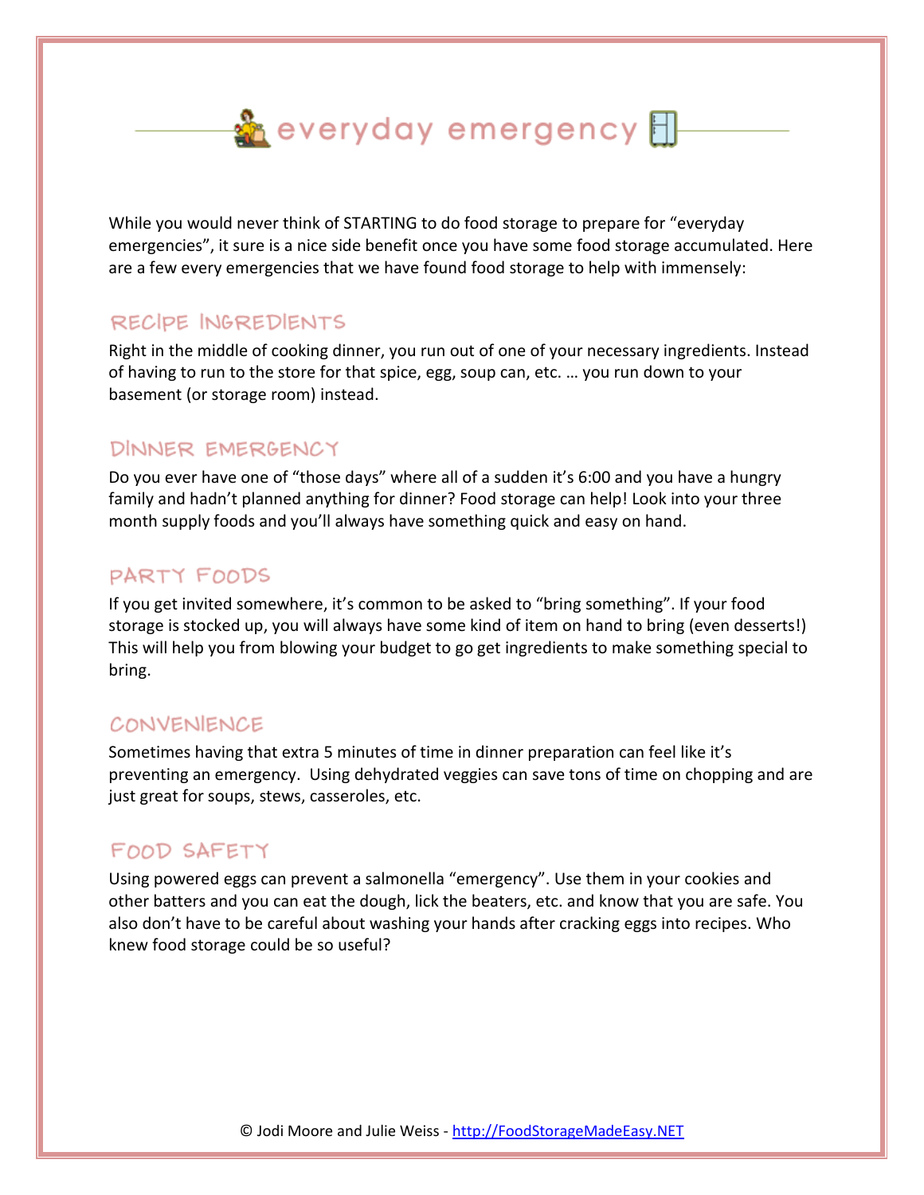# everyday emergency

While you would never think of STARTING to do food storage to prepare for "everyday emergencies", it sure is a nice side benefit once you have some food storage accumulated. Here are a few every emergencies that we have found food storage to help with immensely:

## RECIPE INGREDIENTS

Right in the middle of cooking dinner, you run out of one of your necessary ingredients. Instead of having to run to the store for that spice, egg, soup can, etc. … you run down to your basement (or storage room) instead.

## DINNER EMERGENCY

Do you ever have one of "those days" where all of a sudden it's 6:00 and you have a hungry family and hadn't planned anything for dinner? Food storage can help! Look into your three month supply foods and you'll always have something quick and easy on hand.

## PARTY FOODS

If you get invited somewhere, it's common to be asked to "bring something". If your food storage is stocked up, you will always have some kind of item on hand to bring (even desserts!) This will help you from blowing your budget to go get ingredients to make something special to bring.

## CONVENIENCE

Sometimes having that extra 5 minutes of time in dinner preparation can feel like it's preventing an emergency. Using dehydrated veggies can save tons of time on chopping and are just great for soups, stews, casseroles, etc.

## FOOD SAFETY

Using powered eggs can prevent a salmonella "emergency". Use them in your cookies and other batters and you can eat the dough, lick the beaters, etc. and know that you are safe. You also don't have to be careful about washing your hands after cracking eggs into recipes. Who knew food storage could be so useful?

© Jodi Moore and Julie Weiss - http://FoodStorageMadeEasy.NET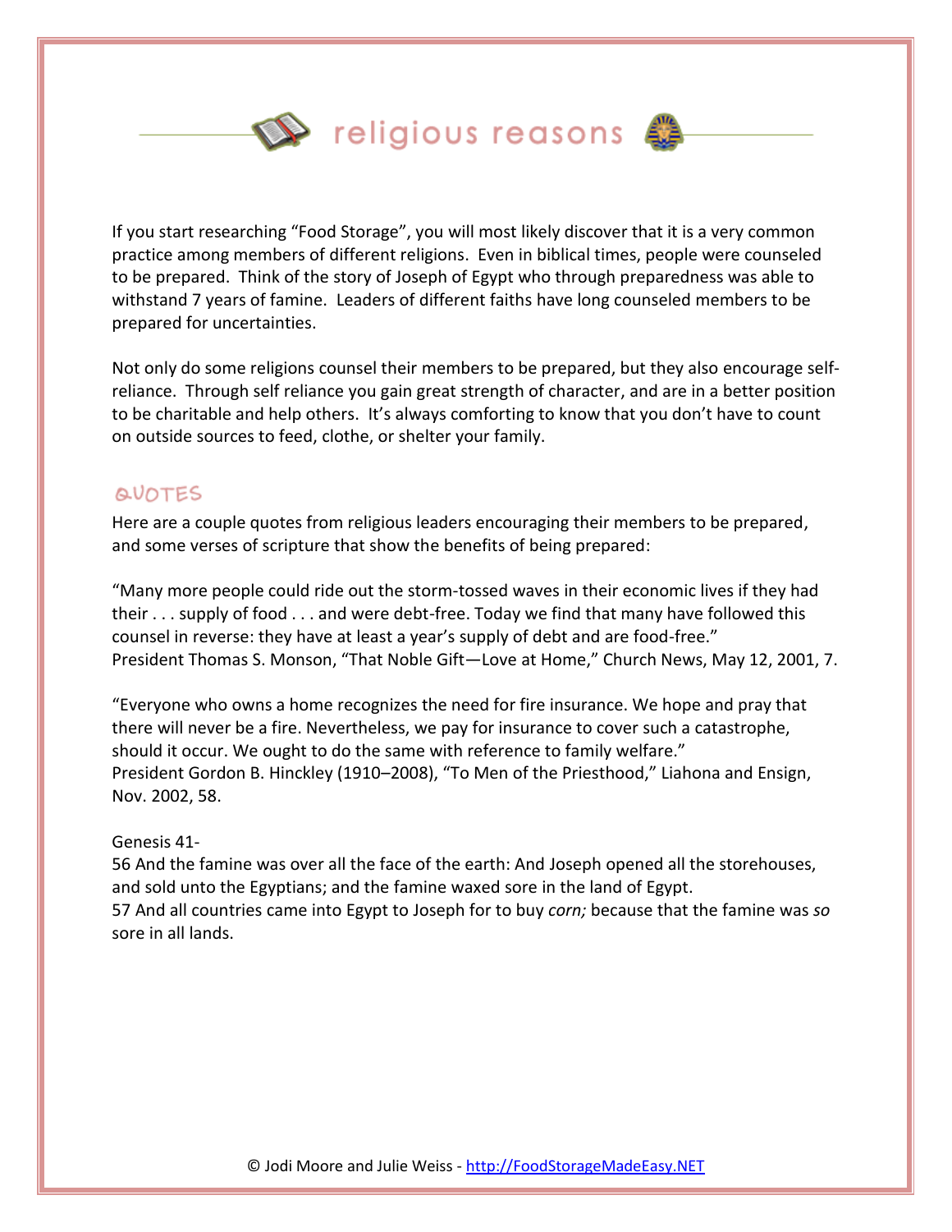# religious reasons

If you start researching "Food Storage", you will most likely discover that it is a very common practice among members of different religions. Even in biblical times, people were counseled to be prepared. Think of the story of Joseph of Egypt who through preparedness was able to withstand 7 years of famine. Leaders of different faiths have long counseled members to be prepared for uncertainties.

Not only do some religions counsel their members to be prepared, but they also encourage self-reliance. Through self reliance you gain great strength of character, and are in a better position to be charitable and help others. It's always comforting to know that you don't have to count on outside sources to feed, clothe, or shelter your family.

## QUOTES

Here are a couple quotes from religious leaders encouraging their members to be prepared, and some verses of scripture that show the benefits of being prepared:

"Many more people could ride out the storm-tossed waves in their economic lives if they had their . . . supply of food . . . and were debt-free. Today we find that many have followed this counsel in reverse: they have at least a year's supply of debt and are food-free."
President Thomas S. Monson, "That Noble Gift—Love at Home," Church News, May 12, 2001, 7.

"Everyone who owns a home recognizes the need for fire insurance. We hope and pray that there will never be a fire. Nevertheless, we pay for insurance to cover such a catastrophe, should it occur. We ought to do the same with reference to family welfare."
President Gordon B. Hinckley (1910–2008), "To Men of the Priesthood," Liahona and Ensign, Nov. 2002, 58.

Genesis 41-
56 And the famine was over all the face of the earth: And Joseph opened all the storehouses, and sold unto the Egyptians; and the famine waxed sore in the land of Egypt.
57 And all countries came into Egypt to Joseph for to buy *corn;* because that the famine was *so* sore in all lands.

© Jodi Moore and Julie Weiss - http://FoodStorageMadeEasy.NET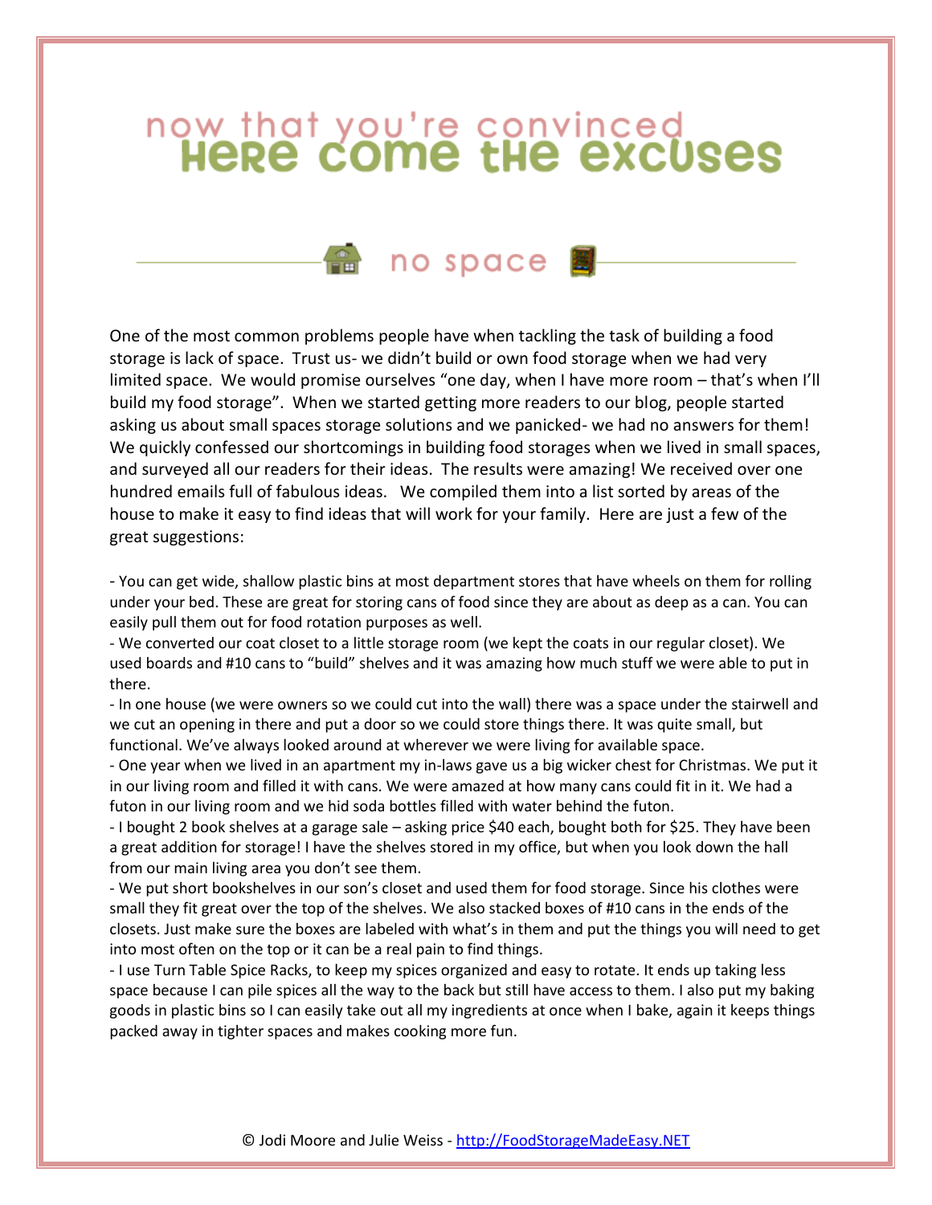# now that you're convinced
# Here come the excuses

## no space

One of the most common problems people have when tackling the task of building a food storage is lack of space. Trust us- we didn't build or own food storage when we had very limited space. We would promise ourselves "one day, when I have more room – that's when I'll build my food storage". When we started getting more readers to our blog, people started asking us about small spaces storage solutions and we panicked- we had no answers for them! We quickly confessed our shortcomings in building food storages when we lived in small spaces, and surveyed all our readers for their ideas. The results were amazing! We received over one hundred emails full of fabulous ideas. We compiled them into a list sorted by areas of the house to make it easy to find ideas that will work for your family. Here are just a few of the great suggestions:

- You can get wide, shallow plastic bins at most department stores that have wheels on them for rolling under your bed. These are great for storing cans of food since they are about as deep as a can. You can easily pull them out for food rotation purposes as well.
- We converted our coat closet to a little storage room (we kept the coats in our regular closet). We used boards and #10 cans to "build" shelves and it was amazing how much stuff we were able to put in there.
- In one house (we were owners so we could cut into the wall) there was a space under the stairwell and we cut an opening in there and put a door so we could store things there. It was quite small, but functional. We've always looked around at wherever we were living for available space.
- One year when we lived in an apartment my in-laws gave us a big wicker chest for Christmas. We put it in our living room and filled it with cans. We were amazed at how many cans could fit in it. We had a futon in our living room and we hid soda bottles filled with water behind the futon.
- I bought 2 book shelves at a garage sale – asking price $40 each, bought both for $25. They have been a great addition for storage! I have the shelves stored in my office, but when you look down the hall from our main living area you don't see them.
- We put short bookshelves in our son's closet and used them for food storage. Since his clothes were small they fit great over the top of the shelves. We also stacked boxes of #10 cans in the ends of the closets. Just make sure the boxes are labeled with what's in them and put the things you will need to get into most often on the top or it can be a real pain to find things.
- I use Turn Table Spice Racks, to keep my spices organized and easy to rotate. It ends up taking less space because I can pile spices all the way to the back but still have access to them. I also put my baking goods in plastic bins so I can easily take out all my ingredients at once when I bake, again it keeps things packed away in tighter spaces and makes cooking more fun.

© Jodi Moore and Julie Weiss - http://FoodStorageMadeEasy.NET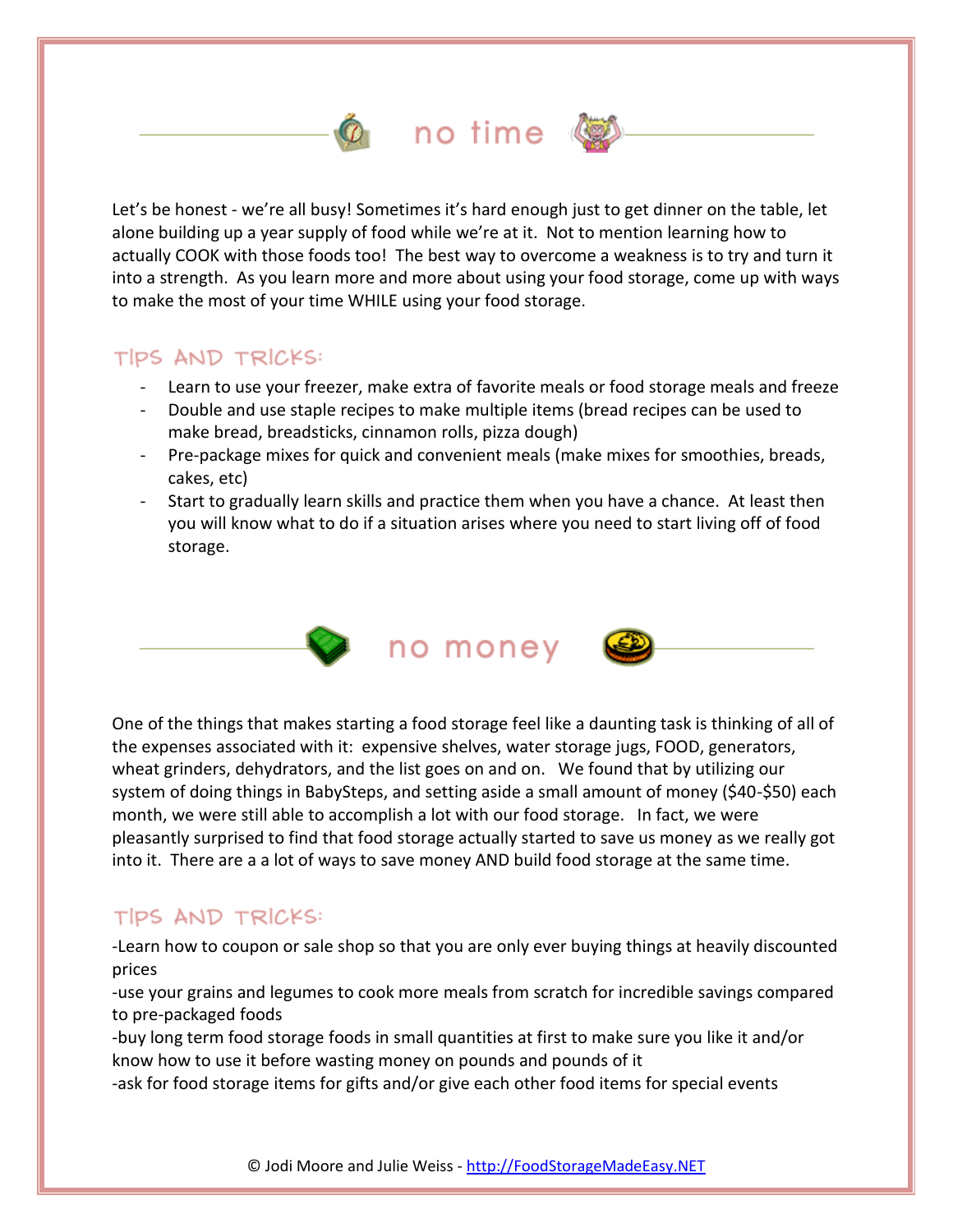## no time

Let's be honest - we're all busy! Sometimes it's hard enough just to get dinner on the table, let alone building up a year supply of food while we're at it. Not to mention learning how to actually COOK with those foods too! The best way to overcome a weakness is to try and turn it into a strength. As you learn more and more about using your food storage, come up with ways to make the most of your time WHILE using your food storage.

### TIPS AND TRICKS:

- Learn to use your freezer, make extra of favorite meals or food storage meals and freeze
- Double and use staple recipes to make multiple items (bread recipes can be used to make bread, breadsticks, cinnamon rolls, pizza dough)
- Pre-package mixes for quick and convenient meals (make mixes for smoothies, breads, cakes, etc)
- Start to gradually learn skills and practice them when you have a chance. At least then you will know what to do if a situation arises where you need to start living off of food storage.

## no money

One of the things that makes starting a food storage feel like a daunting task is thinking of all of the expenses associated with it: expensive shelves, water storage jugs, FOOD, generators, wheat grinders, dehydrators, and the list goes on and on. We found that by utilizing our system of doing things in BabySteps, and setting aside a small amount of money ($40-$50) each month, we were still able to accomplish a lot with our food storage. In fact, we were pleasantly surprised to find that food storage actually started to save us money as we really got into it. There are a a lot of ways to save money AND build food storage at the same time.

### TIPS AND TRICKS:

-Learn how to coupon or sale shop so that you are only ever buying things at heavily discounted prices
-use your grains and legumes to cook more meals from scratch for incredible savings compared to pre-packaged foods
-buy long term food storage foods in small quantities at first to make sure you like it and/or know how to use it before wasting money on pounds and pounds of it
-ask for food storage items for gifts and/or give each other food items for special events

© Jodi Moore and Julie Weiss - http://FoodStorageMadeEasy.NET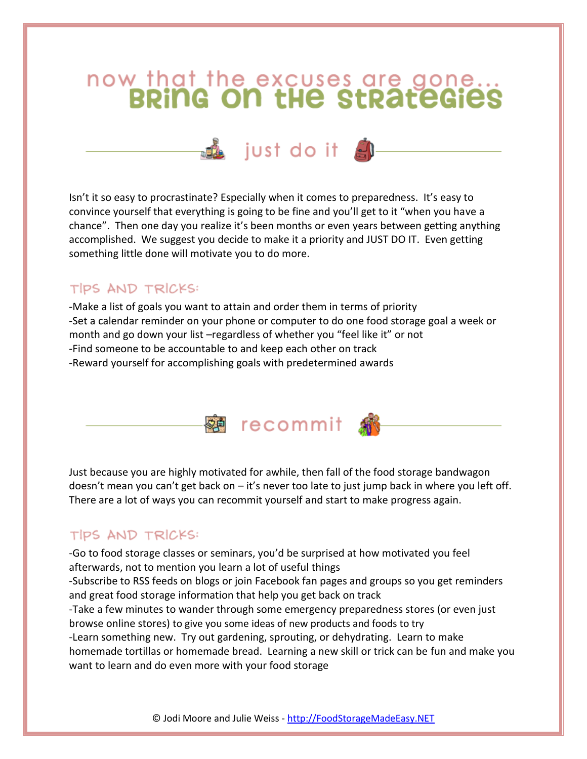# now that the excuses are gone... BRING ON THE STRATEGIES

## just do it

Isn't it so easy to procrastinate? Especially when it comes to preparedness. It's easy to convince yourself that everything is going to be fine and you'll get to it "when you have a chance". Then one day you realize it's been months or even years between getting anything accomplished. We suggest you decide to make it a priority and JUST DO IT. Even getting something little done will motivate you to do more.

### TIPS AND TRICKS:

-Make a list of goals you want to attain and order them in terms of priority
-Set a calendar reminder on your phone or computer to do one food storage goal a week or month and go down your list –regardless of whether you "feel like it" or not
-Find someone to be accountable to and keep each other on track
-Reward yourself for accomplishing goals with predetermined awards

## recommit

Just because you are highly motivated for awhile, then fall of the food storage bandwagon doesn't mean you can't get back on – it's never too late to just jump back in where you left off. There are a lot of ways you can recommit yourself and start to make progress again.

### TIPS AND TRICKS:

-Go to food storage classes or seminars, you'd be surprised at how motivated you feel afterwards, not to mention you learn a lot of useful things
-Subscribe to RSS feeds on blogs or join Facebook fan pages and groups so you get reminders and great food storage information that help you get back on track
-Take a few minutes to wander through some emergency preparedness stores (or even just browse online stores) to give you some ideas of new products and foods to try
-Learn something new. Try out gardening, sprouting, or dehydrating. Learn to make homemade tortillas or homemade bread. Learning a new skill or trick can be fun and make you want to learn and do even more with your food storage

© Jodi Moore and Julie Weiss - http://FoodStorageMadeEasy.NET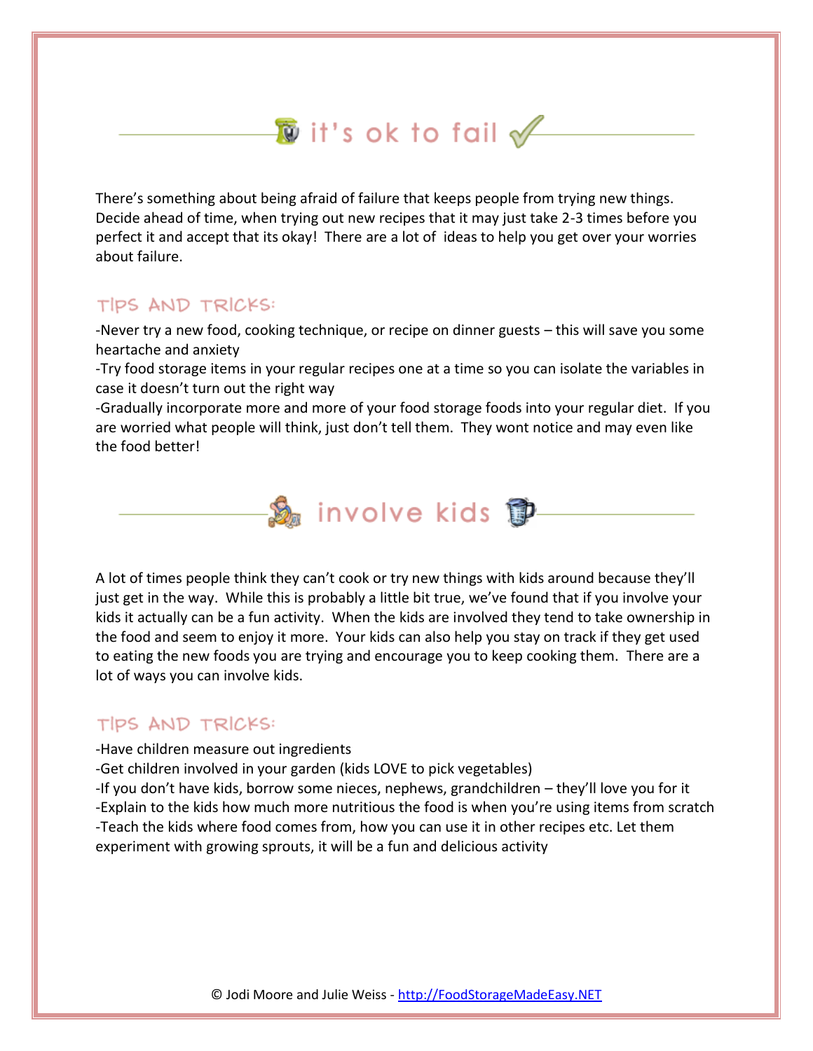## it's ok to fail

There's something about being afraid of failure that keeps people from trying new things. Decide ahead of time, when trying out new recipes that it may just take 2-3 times before you perfect it and accept that its okay! There are a lot of ideas to help you get over your worries about failure.

### TIPS AND TRICKS:

-Never try a new food, cooking technique, or recipe on dinner guests – this will save you some heartache and anxiety
-Try food storage items in your regular recipes one at a time so you can isolate the variables in case it doesn't turn out the right way
-Gradually incorporate more and more of your food storage foods into your regular diet. If you are worried what people will think, just don't tell them. They wont notice and may even like the food better!

## involve kids

A lot of times people think they can't cook or try new things with kids around because they'll just get in the way. While this is probably a little bit true, we've found that if you involve your kids it actually can be a fun activity. When the kids are involved they tend to take ownership in the food and seem to enjoy it more. Your kids can also help you stay on track if they get used to eating the new foods you are trying and encourage you to keep cooking them. There are a lot of ways you can involve kids.

### TIPS AND TRICKS:

-Have children measure out ingredients
-Get children involved in your garden (kids LOVE to pick vegetables)
-If you don't have kids, borrow some nieces, nephews, grandchildren – they'll love you for it
-Explain to the kids how much more nutritious the food is when you're using items from scratch
-Teach the kids where food comes from, how you can use it in other recipes etc. Let them experiment with growing sprouts, it will be a fun and delicious activity

© Jodi Moore and Julie Weiss - http://FoodStorageMadeEasy.NET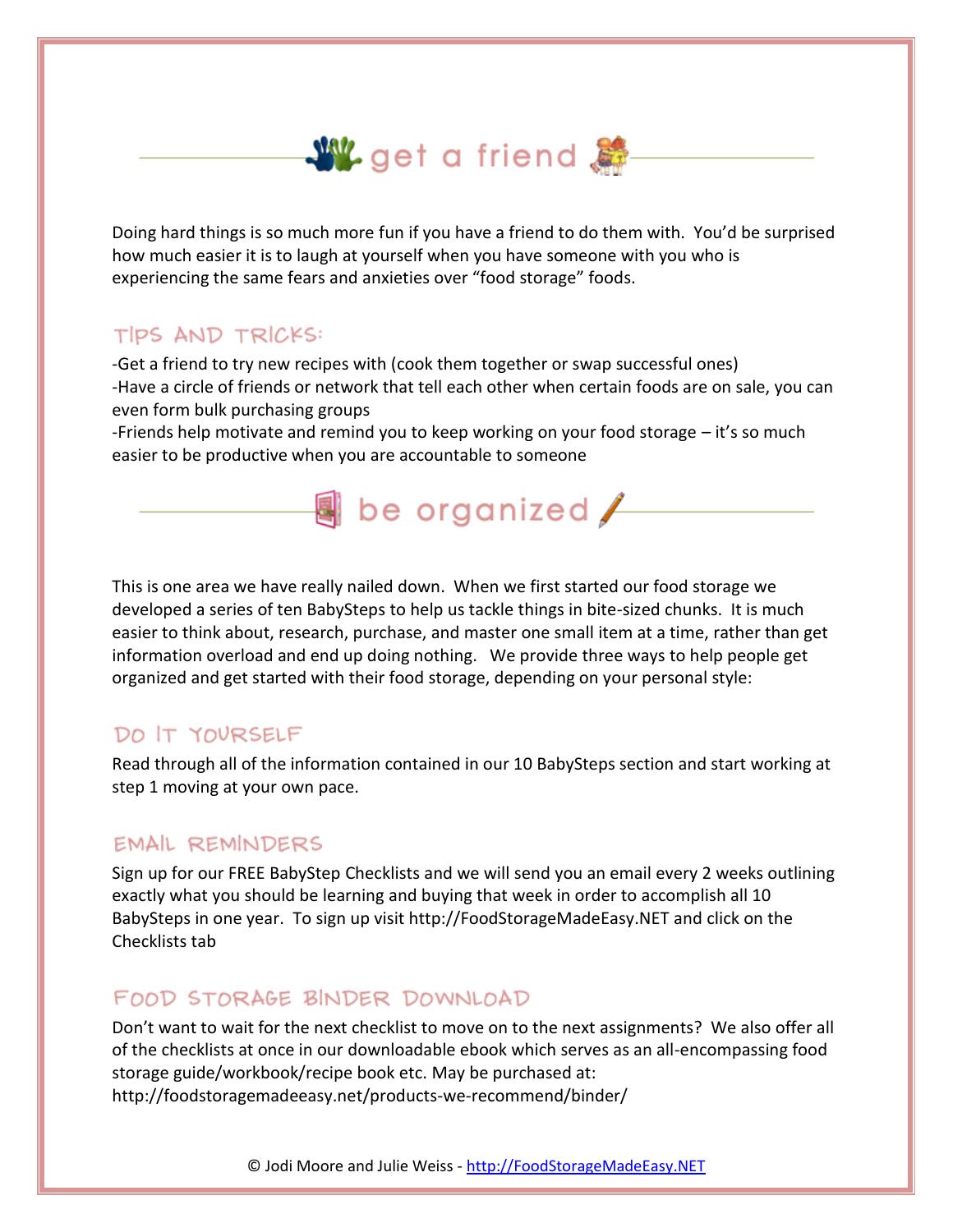## get a friend

Doing hard things is so much more fun if you have a friend to do them with. You'd be surprised how much easier it is to laugh at yourself when you have someone with you who is experiencing the same fears and anxieties over "food storage" foods.

### TIPS AND TRICKS:

-Get a friend to try new recipes with (cook them together or swap successful ones)
-Have a circle of friends or network that tell each other when certain foods are on sale, you can even form bulk purchasing groups
-Friends help motivate and remind you to keep working on your food storage – it's so much easier to be productive when you are accountable to someone

## be organized

This is one area we have really nailed down. When we first started our food storage we developed a series of ten BabySteps to help us tackle things in bite-sized chunks. It is much easier to think about, research, purchase, and master one small item at a time, rather than get information overload and end up doing nothing. We provide three ways to help people get organized and get started with their food storage, depending on your personal style:

### DO IT YOURSELF

Read through all of the information contained in our 10 BabySteps section and start working at step 1 moving at your own pace.

### EMAIL REMINDERS

Sign up for our FREE BabyStep Checklists and we will send you an email every 2 weeks outlining exactly what you should be learning and buying that week in order to accomplish all 10 BabySteps in one year. To sign up visit http://FoodStorageMadeEasy.NET and click on the Checklists tab

### FOOD STORAGE BINDER DOWNLOAD

Don't want to wait for the next checklist to move on to the next assignments? We also offer all of the checklists at once in our downloadable ebook which serves as an all-encompassing food storage guide/workbook/recipe book etc. May be purchased at: http://foodstoragemadeeasy.net/products-we-recommend/binder/

© Jodi Moore and Julie Weiss - http://FoodStorageMadeEasy.NET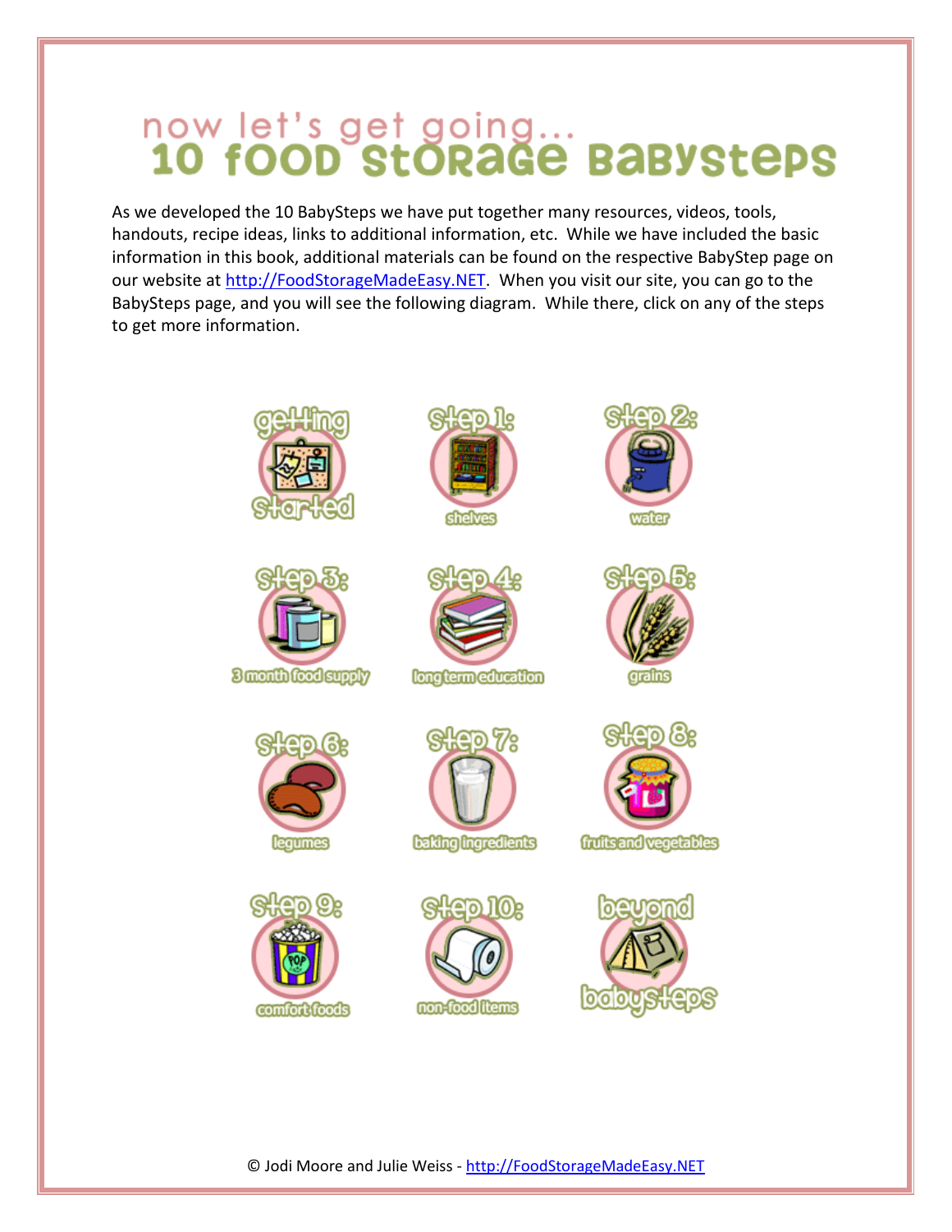# now let's get going...
# 10 food storage babysteps

As we developed the 10 BabySteps we have put together many resources, videos, tools, handouts, recipe ideas, links to additional information, etc. While we have included the basic information in this book, additional materials can be found on the respective BabyStep page on our website at http://FoodStorageMadeEasy.NET. When you visit our site, you can go to the BabySteps page, and you will see the following diagram. While there, click on any of the steps to get more information.

getting started

Step 1: shelves

Step 2: water

Step 3: 3 month food supply

Step 4: long term education

Step 5: grains

Step 6: legumes

Step 7: baking ingredients

Step 8: fruits and vegetables

Step 9: comfort foods

Step 10: non-food items

beyond babysteps

© Jodi Moore and Julie Weiss - http://FoodStorageMadeEasy.NET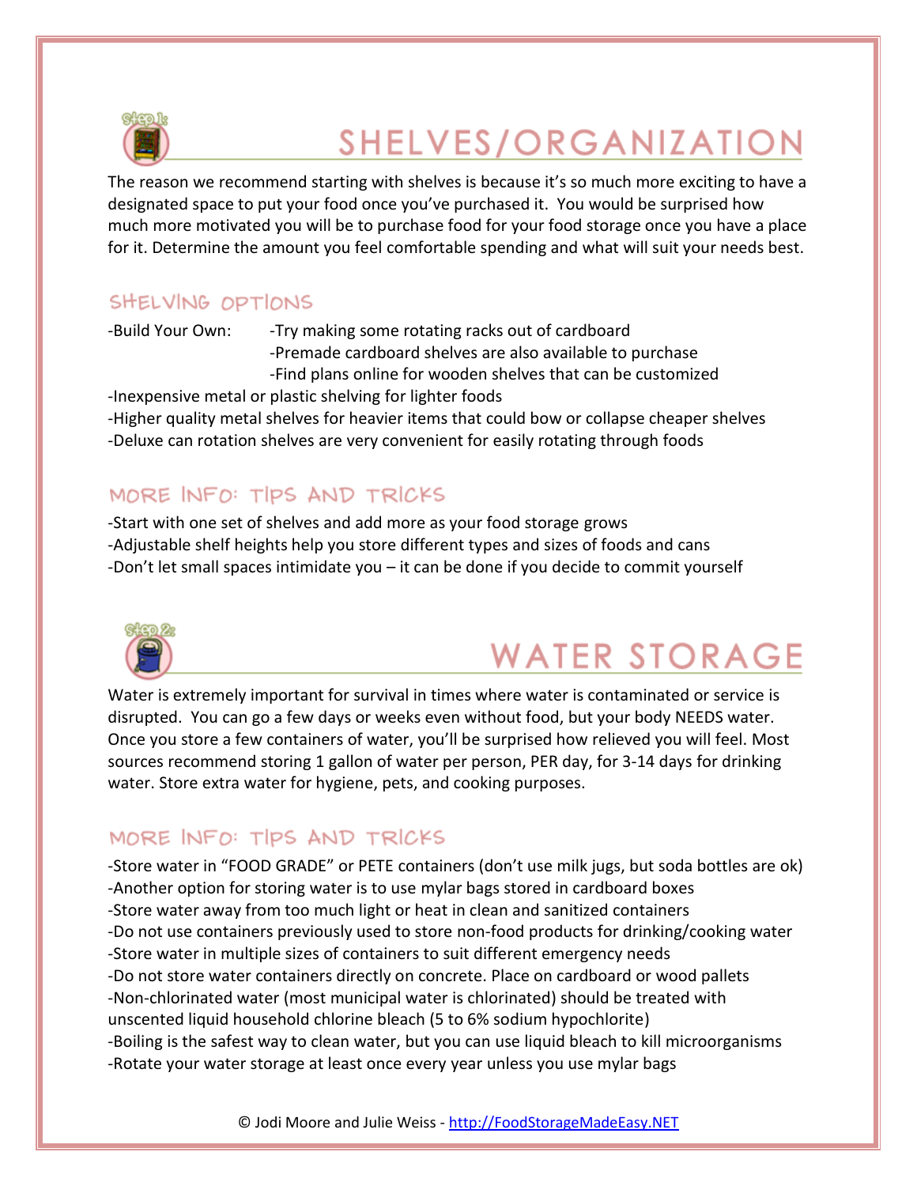## SHELVES/ORGANIZATION

The reason we recommend starting with shelves is because it's so much more exciting to have a designated space to put your food once you've purchased it. You would be surprised how much more motivated you will be to purchase food for your food storage once you have a place for it. Determine the amount you feel comfortable spending and what will suit your needs best.

### SHELVING OPTIONS

-Build Your Own:
  - -Try making some rotating racks out of cardboard
  - -Premade cardboard shelves are also available to purchase
  - -Find plans online for wooden shelves that can be customized

-Inexpensive metal or plastic shelving for lighter foods
-Higher quality metal shelves for heavier items that could bow or collapse cheaper shelves
-Deluxe can rotation shelves are very convenient for easily rotating through foods

### MORE INFO: TIPS AND TRICKS

-Start with one set of shelves and add more as your food storage grows
-Adjustable shelf heights help you store different types and sizes of foods and cans
-Don't let small spaces intimidate you – it can be done if you decide to commit yourself

## WATER STORAGE

Water is extremely important for survival in times where water is contaminated or service is disrupted. You can go a few days or weeks even without food, but your body NEEDS water. Once you store a few containers of water, you'll be surprised how relieved you will feel. Most sources recommend storing 1 gallon of water per person, PER day, for 3-14 days for drinking water. Store extra water for hygiene, pets, and cooking purposes.

### MORE INFO: TIPS AND TRICKS

-Store water in "FOOD GRADE" or PETE containers (don't use milk jugs, but soda bottles are ok)
-Another option for storing water is to use mylar bags stored in cardboard boxes
-Store water away from too much light or heat in clean and sanitized containers
-Do not use containers previously used to store non-food products for drinking/cooking water
-Store water in multiple sizes of containers to suit different emergency needs
-Do not store water containers directly on concrete. Place on cardboard or wood pallets
-Non-chlorinated water (most municipal water is chlorinated) should be treated with unscented liquid household chlorine bleach (5 to 6% sodium hypochlorite)
-Boiling is the safest way to clean water, but you can use liquid bleach to kill microorganisms
-Rotate your water storage at least once every year unless you use mylar bags

© Jodi Moore and Julie Weiss - http://FoodStorageMadeEasy.NET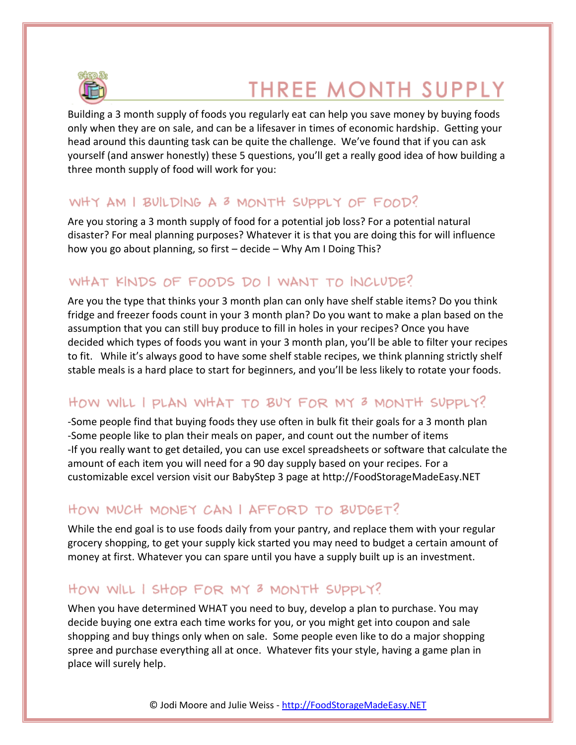# THREE MONTH SUPPLY

Building a 3 month supply of foods you regularly eat can help you save money by buying foods only when they are on sale, and can be a lifesaver in times of economic hardship. Getting your head around this daunting task can be quite the challenge. We've found that if you can ask yourself (and answer honestly) these 5 questions, you'll get a really good idea of how building a three month supply of food will work for you:

## WHY AM I BUILDING A 3 MONTH SUPPLY OF FOOD?

Are you storing a 3 month supply of food for a potential job loss? For a potential natural disaster? For meal planning purposes? Whatever it is that you are doing this for will influence how you go about planning, so first – decide – Why Am I Doing This?

## WHAT KINDS OF FOODS DO I WANT TO INCLUDE?

Are you the type that thinks your 3 month plan can only have shelf stable items? Do you think fridge and freezer foods count in your 3 month plan? Do you want to make a plan based on the assumption that you can still buy produce to fill in holes in your recipes? Once you have decided which types of foods you want in your 3 month plan, you'll be able to filter your recipes to fit. While it's always good to have some shelf stable recipes, we think planning strictly shelf stable meals is a hard place to start for beginners, and you'll be less likely to rotate your foods.

## HOW WILL I PLAN WHAT TO BUY FOR MY 3 MONTH SUPPLY?

-Some people find that buying foods they use often in bulk fit their goals for a 3 month plan
-Some people like to plan their meals on paper, and count out the number of items
-If you really want to get detailed, you can use excel spreadsheets or software that calculate the amount of each item you will need for a 90 day supply based on your recipes. For a customizable excel version visit our BabyStep 3 page at http://FoodStorageMadeEasy.NET

## HOW MUCH MONEY CAN I AFFORD TO BUDGET?

While the end goal is to use foods daily from your pantry, and replace them with your regular grocery shopping, to get your supply kick started you may need to budget a certain amount of money at first. Whatever you can spare until you have a supply built up is an investment.

## HOW WILL I SHOP FOR MY 3 MONTH SUPPLY?

When you have determined WHAT you need to buy, develop a plan to purchase. You may decide buying one extra each time works for you, or you might get into coupon and sale shopping and buy things only when on sale. Some people even like to do a major shopping spree and purchase everything all at once. Whatever fits your style, having a game plan in place will surely help.

© Jodi Moore and Julie Weiss - http://FoodStorageMadeEasy.NET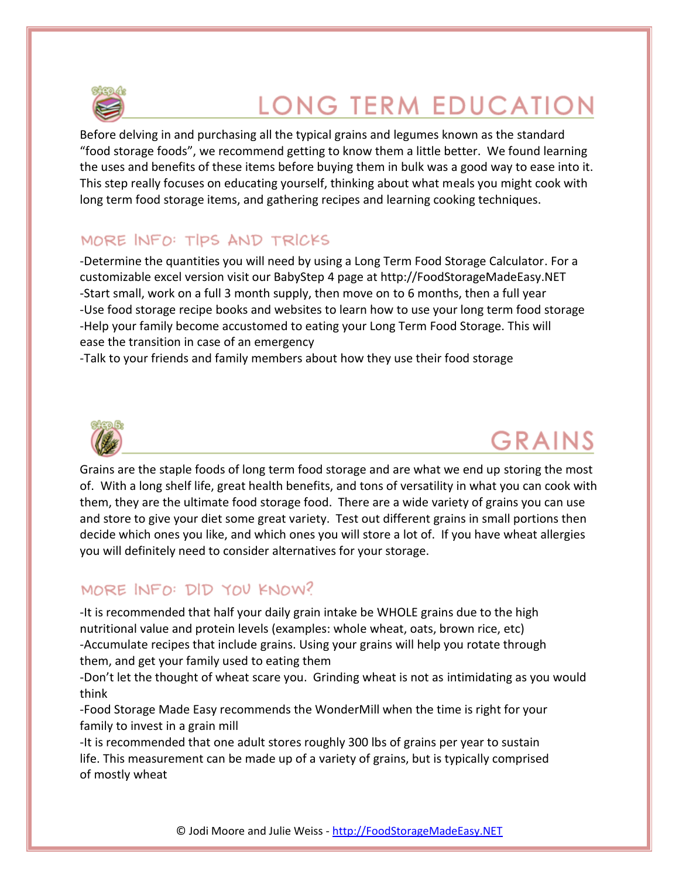## Step 4: LONG TERM EDUCATION

Before delving in and purchasing all the typical grains and legumes known as the standard "food storage foods", we recommend getting to know them a little better. We found learning the uses and benefits of these items before buying them in bulk was a good way to ease into it. This step really focuses on educating yourself, thinking about what meals you might cook with long term food storage items, and gathering recipes and learning cooking techniques.

### MORE INFO: TIPS AND TRICKS

-Determine the quantities you will need by using a Long Term Food Storage Calculator. For a customizable excel version visit our BabyStep 4 page at http://FoodStorageMadeEasy.NET
-Start small, work on a full 3 month supply, then move on to 6 months, then a full year
-Use food storage recipe books and websites to learn how to use your long term food storage
-Help your family become accustomed to eating your Long Term Food Storage. This will ease the transition in case of an emergency
-Talk to your friends and family members about how they use their food storage

## Step 5: GRAINS

Grains are the staple foods of long term food storage and are what we end up storing the most of. With a long shelf life, great health benefits, and tons of versatility in what you can cook with them, they are the ultimate food storage food. There are a wide variety of grains you can use and store to give your diet some great variety. Test out different grains in small portions then decide which ones you like, and which ones you will store a lot of. If you have wheat allergies you will definitely need to consider alternatives for your storage.

### MORE INFO: DID YOU KNOW?

-It is recommended that half your daily grain intake be WHOLE grains due to the high nutritional value and protein levels (examples: whole wheat, oats, brown rice, etc)
-Accumulate recipes that include grains. Using your grains will help you rotate through them, and get your family used to eating them
-Don't let the thought of wheat scare you. Grinding wheat is not as intimidating as you would think
-Food Storage Made Easy recommends the WonderMill when the time is right for your family to invest in a grain mill
-It is recommended that one adult stores roughly 300 lbs of grains per year to sustain life. This measurement can be made up of a variety of grains, but is typically comprised of mostly wheat

© Jodi Moore and Julie Weiss - http://FoodStorageMadeEasy.NET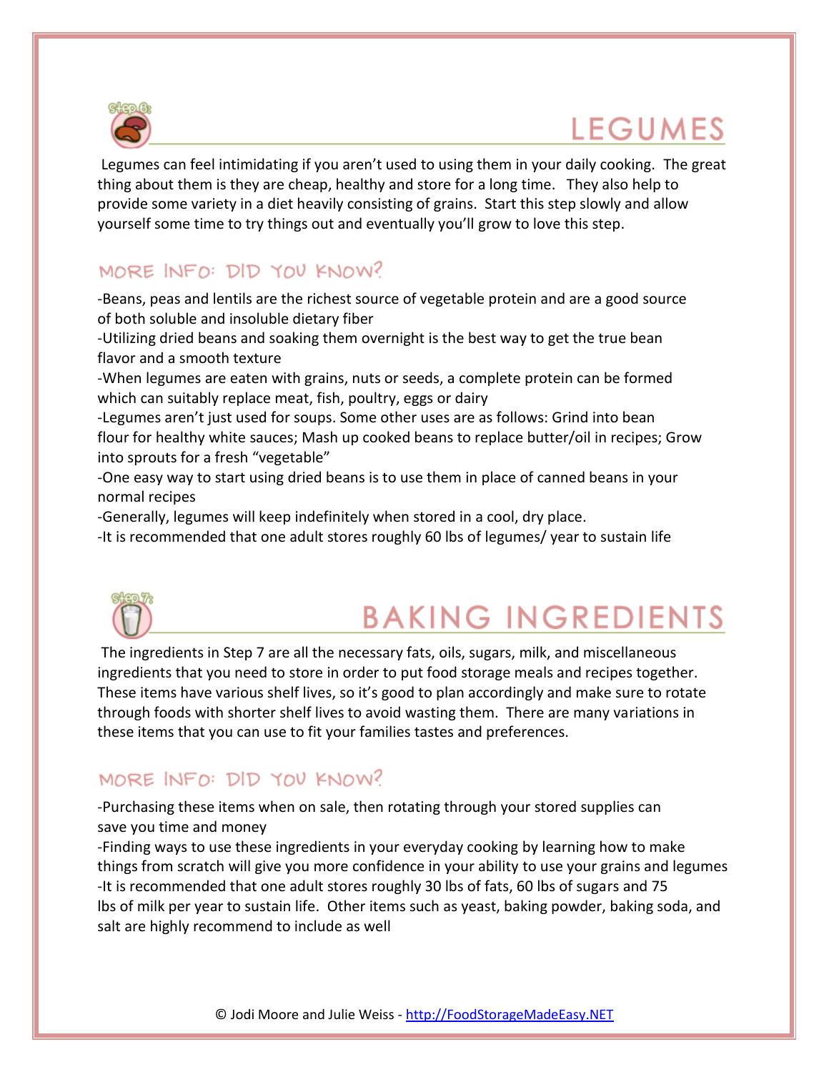# LEGUMES

Legumes can feel intimidating if you aren't used to using them in your daily cooking. The great thing about them is they are cheap, healthy and store for a long time. They also help to provide some variety in a diet heavily consisting of grains. Start this step slowly and allow yourself some time to try things out and eventually you'll grow to love this step.

## MORE INFO: DID YOU KNOW?

-Beans, peas and lentils are the richest source of vegetable protein and are a good source of both soluble and insoluble dietary fiber
-Utilizing dried beans and soaking them overnight is the best way to get the true bean flavor and a smooth texture
-When legumes are eaten with grains, nuts or seeds, a complete protein can be formed which can suitably replace meat, fish, poultry, eggs or dairy
-Legumes aren't just used for soups. Some other uses are as follows: Grind into bean flour for healthy white sauces; Mash up cooked beans to replace butter/oil in recipes; Grow into sprouts for a fresh "vegetable"
-One easy way to start using dried beans is to use them in place of canned beans in your normal recipes
-Generally, legumes will keep indefinitely when stored in a cool, dry place.
-It is recommended that one adult stores roughly 60 lbs of legumes/ year to sustain life

# BAKING INGREDIENTS

The ingredients in Step 7 are all the necessary fats, oils, sugars, milk, and miscellaneous ingredients that you need to store in order to put food storage meals and recipes together. These items have various shelf lives, so it's good to plan accordingly and make sure to rotate through foods with shorter shelf lives to avoid wasting them. There are many variations in these items that you can use to fit your families tastes and preferences.

## MORE INFO: DID YOU KNOW?

-Purchasing these items when on sale, then rotating through your stored supplies can save you time and money
-Finding ways to use these ingredients in your everyday cooking by learning how to make things from scratch will give you more confidence in your ability to use your grains and legumes
-It is recommended that one adult stores roughly 30 lbs of fats, 60 lbs of sugars and 75 lbs of milk per year to sustain life. Other items such as yeast, baking powder, baking soda, and salt are highly recommend to include as well

© Jodi Moore and Julie Weiss - http://FoodStorageMadeEasy.NET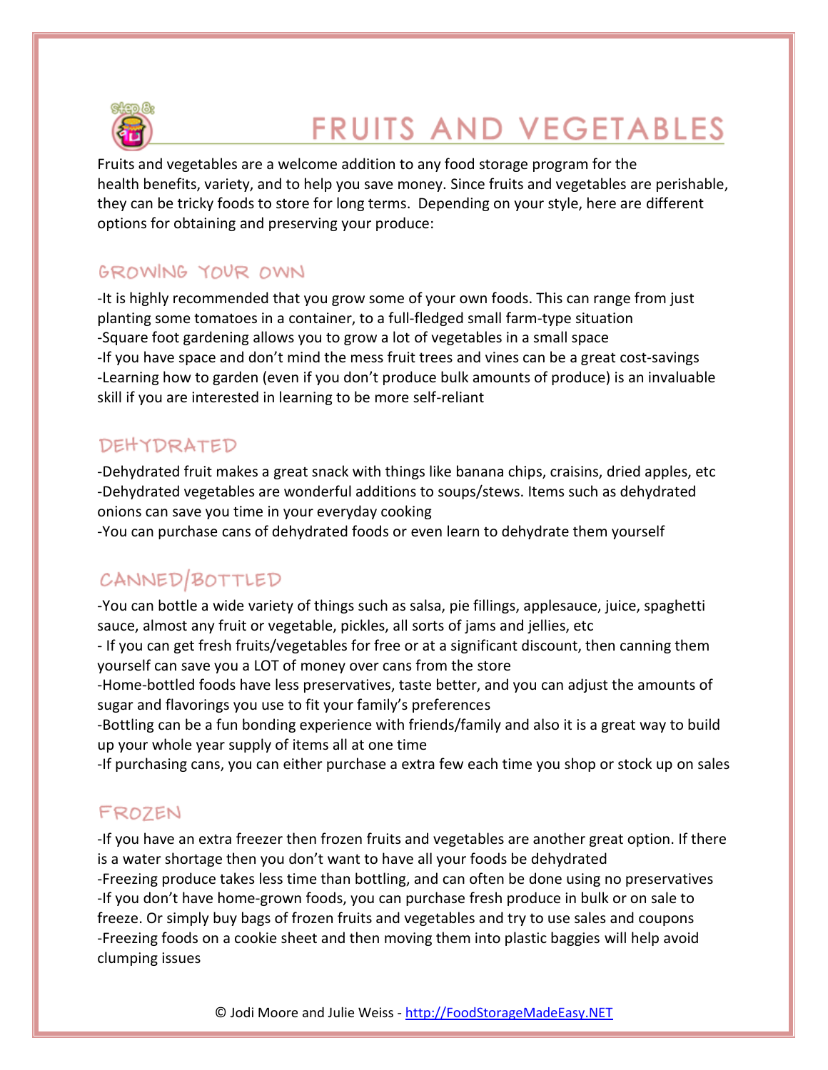# FRUITS AND VEGETABLES

Fruits and vegetables are a welcome addition to any food storage program for the health benefits, variety, and to help you save money. Since fruits and vegetables are perishable, they can be tricky foods to store for long terms. Depending on your style, here are different options for obtaining and preserving your produce:

## GROWING YOUR OWN

-It is highly recommended that you grow some of your own foods. This can range from just planting some tomatoes in a container, to a full-fledged small farm-type situation
-Square foot gardening allows you to grow a lot of vegetables in a small space
-If you have space and don't mind the mess fruit trees and vines can be a great cost-savings
-Learning how to garden (even if you don't produce bulk amounts of produce) is an invaluable skill if you are interested in learning to be more self-reliant

## DEHYDRATED

-Dehydrated fruit makes a great snack with things like banana chips, craisins, dried apples, etc
-Dehydrated vegetables are wonderful additions to soups/stews. Items such as dehydrated onions can save you time in your everyday cooking
-You can purchase cans of dehydrated foods or even learn to dehydrate them yourself

## CANNED/BOTTLED

-You can bottle a wide variety of things such as salsa, pie fillings, applesauce, juice, spaghetti sauce, almost any fruit or vegetable, pickles, all sorts of jams and jellies, etc
- If you can get fresh fruits/vegetables for free or at a significant discount, then canning them yourself can save you a LOT of money over cans from the store
-Home-bottled foods have less preservatives, taste better, and you can adjust the amounts of sugar and flavorings you use to fit your family's preferences
-Bottling can be a fun bonding experience with friends/family and also it is a great way to build up your whole year supply of items all at one time
-If purchasing cans, you can either purchase a extra few each time you shop or stock up on sales

## FROZEN

-If you have an extra freezer then frozen fruits and vegetables are another great option. If there is a water shortage then you don't want to have all your foods be dehydrated
-Freezing produce takes less time than bottling, and can often be done using no preservatives
-If you don't have home-grown foods, you can purchase fresh produce in bulk or on sale to freeze. Or simply buy bags of frozen fruits and vegetables and try to use sales and coupons
-Freezing foods on a cookie sheet and then moving them into plastic baggies will help avoid clumping issues

© Jodi Moore and Julie Weiss - http://FoodStorageMadeEasy.NET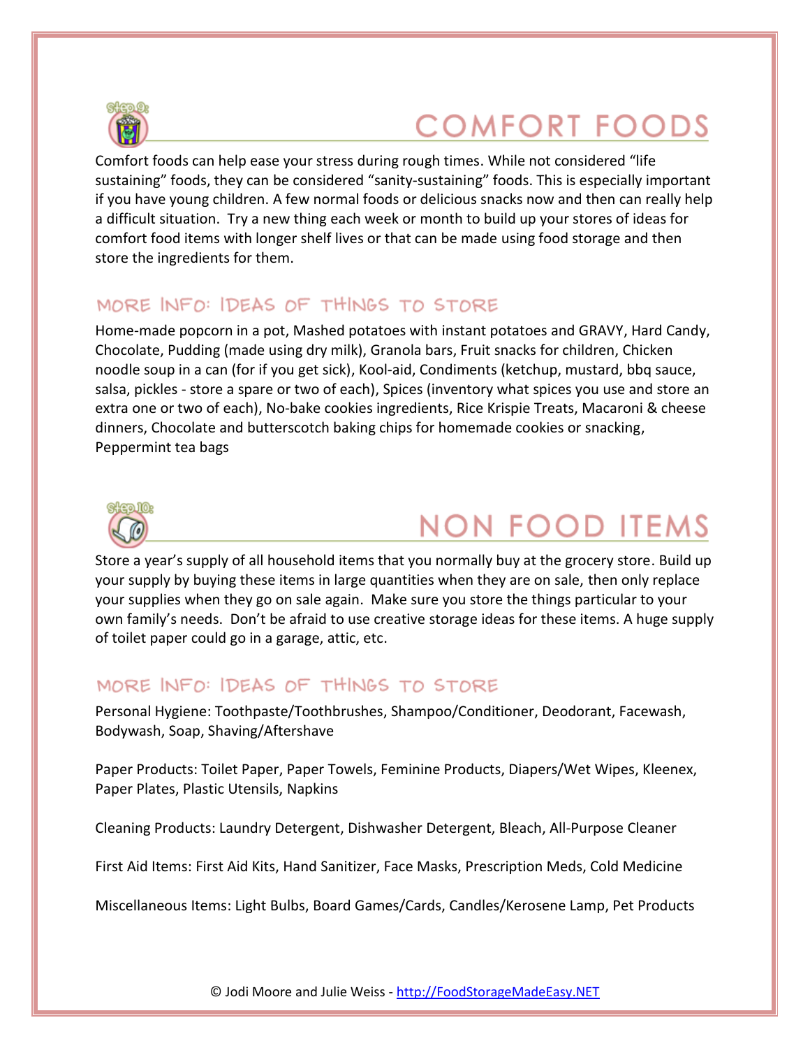## COMFORT FOODS

Comfort foods can help ease your stress during rough times. While not considered "life sustaining" foods, they can be considered "sanity-sustaining" foods. This is especially important if you have young children. A few normal foods or delicious snacks now and then can really help a difficult situation. Try a new thing each week or month to build up your stores of ideas for comfort food items with longer shelf lives or that can be made using food storage and then store the ingredients for them.

### MORE INFO: IDEAS OF THINGS TO STORE

Home-made popcorn in a pot, Mashed potatoes with instant potatoes and GRAVY, Hard Candy, Chocolate, Pudding (made using dry milk), Granola bars, Fruit snacks for children, Chicken noodle soup in a can (for if you get sick), Kool-aid, Condiments (ketchup, mustard, bbq sauce, salsa, pickles - store a spare or two of each), Spices (inventory what spices you use and store an extra one or two of each), No-bake cookies ingredients, Rice Krispie Treats, Macaroni & cheese dinners, Chocolate and butterscotch baking chips for homemade cookies or snacking, Peppermint tea bags

## NON FOOD ITEMS

Store a year's supply of all household items that you normally buy at the grocery store. Build up your supply by buying these items in large quantities when they are on sale, then only replace your supplies when they go on sale again. Make sure you store the things particular to your own family's needs. Don't be afraid to use creative storage ideas for these items. A huge supply of toilet paper could go in a garage, attic, etc.

### MORE INFO: IDEAS OF THINGS TO STORE

Personal Hygiene: Toothpaste/Toothbrushes, Shampoo/Conditioner, Deodorant, Facewash, Bodywash, Soap, Shaving/Aftershave

Paper Products: Toilet Paper, Paper Towels, Feminine Products, Diapers/Wet Wipes, Kleenex, Paper Plates, Plastic Utensils, Napkins

Cleaning Products: Laundry Detergent, Dishwasher Detergent, Bleach, All-Purpose Cleaner

First Aid Items: First Aid Kits, Hand Sanitizer, Face Masks, Prescription Meds, Cold Medicine

Miscellaneous Items: Light Bulbs, Board Games/Cards, Candles/Kerosene Lamp, Pet Products

© Jodi Moore and Julie Weiss - http://FoodStorageMadeEasy.NET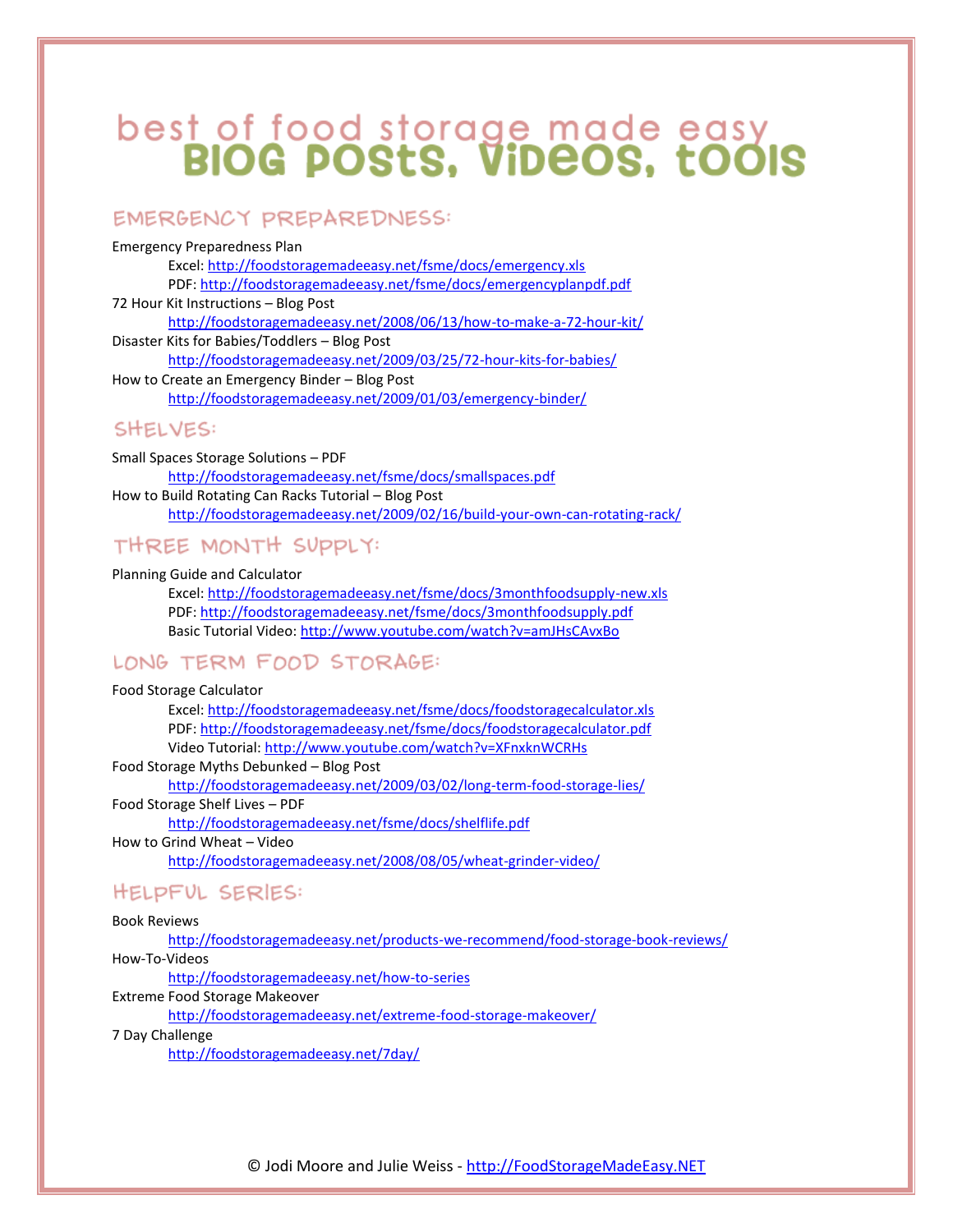# best of food storage made easy
# BLOG POSTS, VIDEOS, TOOLS

## EMERGENCY PREPAREDNESS:

Emergency Preparedness Plan

- Excel: http://foodstoragemadeeasy.net/fsme/docs/emergency.xls
- PDF: http://foodstoragemadeeasy.net/fsme/docs/emergencyplanpdf.pdf

72 Hour Kit Instructions – Blog Post

- http://foodstoragemadeeasy.net/2008/06/13/how-to-make-a-72-hour-kit/

Disaster Kits for Babies/Toddlers – Blog Post

- http://foodstoragemadeeasy.net/2009/03/25/72-hour-kits-for-babies/

How to Create an Emergency Binder – Blog Post

- http://foodstoragemadeeasy.net/2009/01/03/emergency-binder/

## SHELVES:

Small Spaces Storage Solutions – PDF

- http://foodstoragemadeeasy.net/fsme/docs/smallspaces.pdf

How to Build Rotating Can Racks Tutorial – Blog Post

- http://foodstoragemadeeasy.net/2009/02/16/build-your-own-can-rotating-rack/

## THREE MONTH SUPPLY:

Planning Guide and Calculator

- Excel: http://foodstoragemadeeasy.net/fsme/docs/3monthfoodsupply-new.xls
- PDF: http://foodstoragemadeeasy.net/fsme/docs/3monthfoodsupply.pdf
- Basic Tutorial Video: http://www.youtube.com/watch?v=amJHsCAvxBo

## LONG TERM FOOD STORAGE:

Food Storage Calculator

- Excel: http://foodstoragemadeeasy.net/fsme/docs/foodstoragecalculator.xls
- PDF: http://foodstoragemadeeasy.net/fsme/docs/foodstoragecalculator.pdf
- Video Tutorial: http://www.youtube.com/watch?v=XFnxknWCRHs

Food Storage Myths Debunked – Blog Post

- http://foodstoragemadeeasy.net/2009/03/02/long-term-food-storage-lies/

Food Storage Shelf Lives – PDF

- http://foodstoragemadeeasy.net/fsme/docs/shelflife.pdf

How to Grind Wheat – Video

- http://foodstoragemadeeasy.net/2008/08/05/wheat-grinder-video/

## HELPFUL SERIES:

Book Reviews

- http://foodstoragemadeeasy.net/products-we-recommend/food-storage-book-reviews/

How-To-Videos

- http://foodstoragemadeeasy.net/how-to-series

Extreme Food Storage Makeover

- http://foodstoragemadeeasy.net/extreme-food-storage-makeover/

7 Day Challenge

- http://foodstoragemadeeasy.net/7day/

© Jodi Moore and Julie Weiss - http://FoodStorageMadeEasy.NET